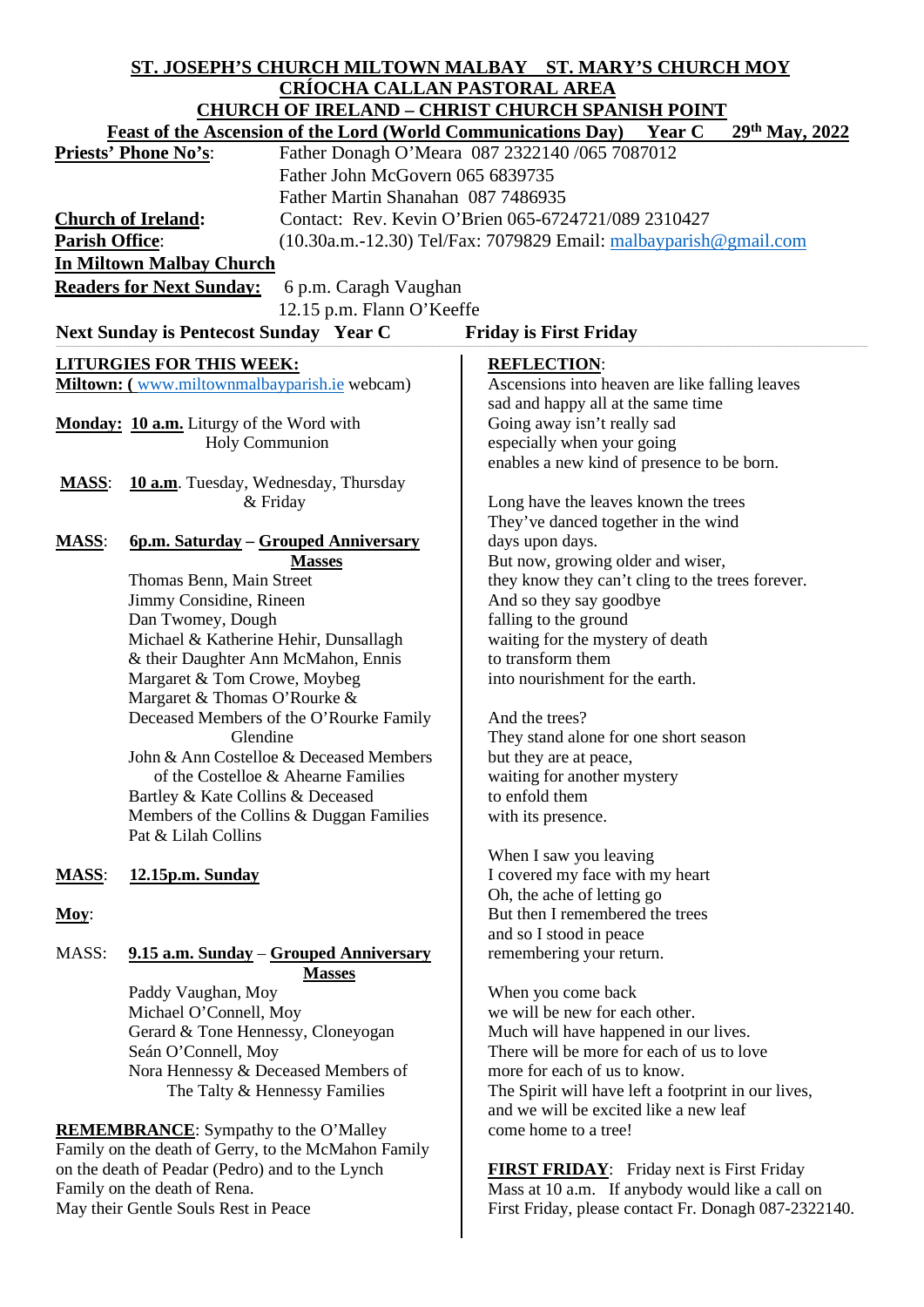# ST. JOSEPH'S CHURCH MILTOWN MALBAY ST. MARY'S CHURCH MOY

## CRÍOCHA CALLAN PASTORAL AREA

## CHURCH OF IRELAND – CHRIST CHURCH SPANISH POINT

**Feast of the Ascension of the Lord (World Communications Day) Year C 29th May, 2022**

**Priests' Phone No's**: Father Donagh O'Meara 087 2322140 /065 7087012
Father John McGovern 065 6839735
Father Martin Shanahan 087 7486935

**Church of Ireland**: Contact: Rev. Kevin O'Brien 065-6724721/089 2310427

**Parish Office**: (10.30a.m.-12.30) Tel/Fax: 7079829 Email: malbayparish@gmail.com

**In Miltown Malbay Church**

**Readers for Next Sunday:** 6 p.m. Caragh Vaughan
12.15 p.m. Flann O'Keeffe

**Next Sunday is Pentecost Sunday Year C** **Friday is First Friday**

### LITURGIES FOR THIS WEEK:

**Miltown:** (www.miltownmalbayparish.ie webcam)

**Monday: 10 a.m.** Liturgy of the Word with Holy Communion

**MASS**: **10 a.m**. Tuesday, Wednesday, Thursday & Friday

**MASS**: **6p.m. Saturday – Grouped Anniversary Masses**

Thomas Benn, Main Street
Jimmy Considine, Rineen
Dan Twomey, Dough
Michael & Katherine Hehir, Dunsallagh & their Daughter Ann McMahon, Ennis
Margaret & Tom Crowe, Moybeg
Margaret & Thomas O'Rourke & Deceased Members of the O'Rourke Family Glendine
John & Ann Costelloe & Deceased Members of the Costelloe & Ahearne Families
Bartley & Kate Collins & Deceased Members of the Collins & Duggan Families
Pat & Lilah Collins

**MASS**: **12.15p.m. Sunday**

**Moy**:

MASS: **9.15 a.m. Sunday – Grouped Anniversary Masses**

Paddy Vaughan, Moy
Michael O'Connell, Moy
Gerard & Tone Hennessy, Cloneyogan
Seán O'Connell, Moy
Nora Hennessy & Deceased Members of The Talty & Hennessy Families

**REMEMBRANCE**: Sympathy to the O'Malley Family on the death of Gerry, to the McMahon Family on the death of Peadar (Pedro) and to the Lynch Family on the death of Rena.
May their Gentle Souls Rest in Peace

### REFLECTION:

Ascensions into heaven are like falling leaves
sad and happy all at the same time
Going away isn't really sad
especially when your going
enables a new kind of presence to be born.

Long have the leaves known the trees
They've danced together in the wind
days upon days.
But now, growing older and wiser,
they know they can't cling to the trees forever.
And so they say goodbye
falling to the ground
waiting for the mystery of death
to transform them
into nourishment for the earth.

And the trees?
They stand alone for one short season
but they are at peace,
waiting for another mystery
to enfold them
with its presence.

When I saw you leaving
I covered my face with my heart
Oh, the ache of letting go
But then I remembered the trees
and so I stood in peace
remembering your return.

When you come back
we will be new for each other.
Much will have happened in our lives.
There will be more for each of us to love
more for each of us to know.
The Spirit will have left a footprint in our lives,
and we will be excited like a new leaf
come home to a tree!

**FIRST FRIDAY**: Friday next is First Friday Mass at 10 a.m. If anybody would like a call on First Friday, please contact Fr. Donagh 087-2322140.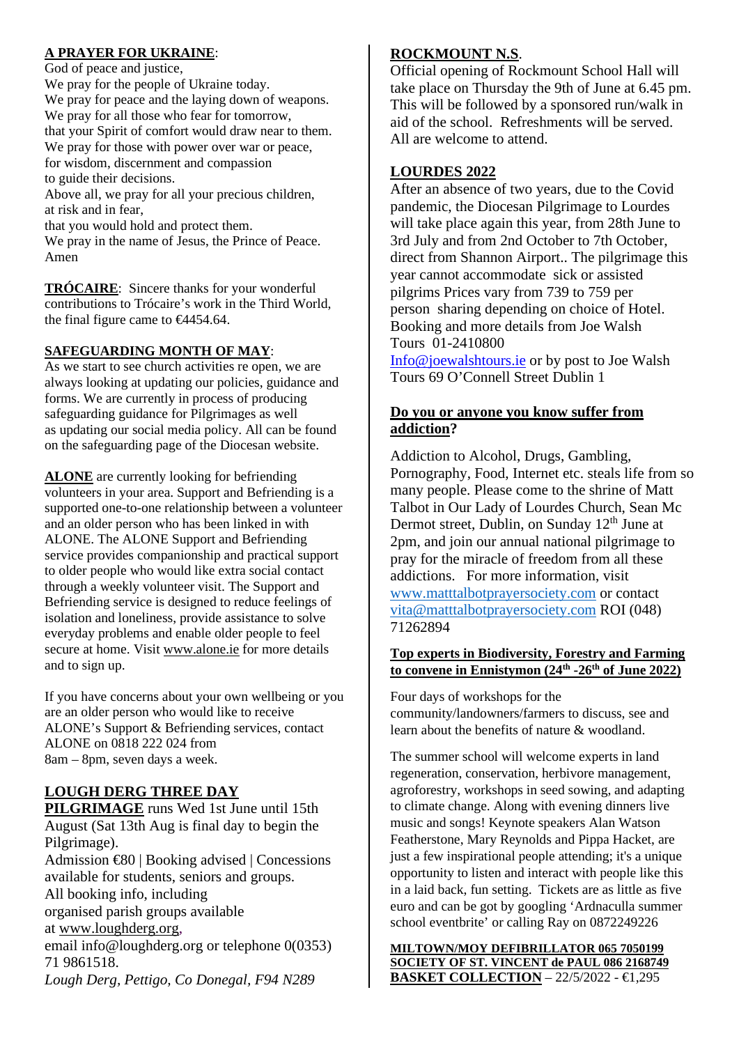**A PRAYER FOR UKRAINE**:

God of peace and justice,
We pray for the people of Ukraine today.
We pray for peace and the laying down of weapons.
We pray for all those who fear for tomorrow,
that your Spirit of comfort would draw near to them.
We pray for those with power over war or peace,
for wisdom, discernment and compassion
to guide their decisions.
Above all, we pray for all your precious children,
at risk and in fear,
that you would hold and protect them.
We pray in the name of Jesus, the Prince of Peace.
Amen

**TRÓCAIRE**: Sincere thanks for your wonderful contributions to Trócaire's work in the Third World, the final figure came to €4454.64.

**SAFEGUARDING MONTH OF MAY**:
As we start to see church activities re open, we are always looking at updating our policies, guidance and forms. We are currently in process of producing safeguarding guidance for Pilgrimages as well as updating our social media policy. All can be found on the safeguarding page of the Diocesan website.

**ALONE** are currently looking for befriending volunteers in your area. Support and Befriending is a supported one-to-one relationship between a volunteer and an older person who has been linked in with ALONE. The ALONE Support and Befriending service provides companionship and practical support to older people who would like extra social contact through a weekly volunteer visit. The Support and Befriending service is designed to reduce feelings of isolation and loneliness, provide assistance to solve everyday problems and enable older people to feel secure at home. Visit www.alone.ie for more details and to sign up.

If you have concerns about your own wellbeing or you are an older person who would like to receive ALONE's Support & Befriending services, contact ALONE on 0818 222 024 from 8am – 8pm, seven days a week.

**LOUGH DERG THREE DAY PILGRIMAGE** runs Wed 1st June until 15th August (Sat 13th Aug is final day to begin the Pilgrimage).
Admission €80 | Booking advised | Concessions available for students, seniors and groups.
All booking info, including organised parish groups available at www.loughderg.org,
email info@loughderg.org or telephone 0(0353) 71 9861518.
*Lough Derg, Pettigo, Co Donegal, F94 N289*

**ROCKMOUNT N.S**.
Official opening of Rockmount School Hall will take place on Thursday the 9th of June at 6.45 pm. This will be followed by a sponsored run/walk in aid of the school. Refreshments will be served. All are welcome to attend.

**LOURDES 2022**
After an absence of two years, due to the Covid pandemic, the Diocesan Pilgrimage to Lourdes will take place again this year, from 28th June to 3rd July and from 2nd October to 7th October, direct from Shannon Airport.. The pilgrimage this year cannot accommodate sick or assisted pilgrims Prices vary from 739 to 759 per person sharing depending on choice of Hotel. Booking and more details from Joe Walsh Tours 01-2410800
Info@joewalshtours.ie or by post to Joe Walsh Tours 69 O'Connell Street Dublin 1

**Do you or anyone you know suffer from addiction?**

Addiction to Alcohol, Drugs, Gambling, Pornography, Food, Internet etc. steals life from so many people. Please come to the shrine of Matt Talbot in Our Lady of Lourdes Church, Sean Mc Dermot street, Dublin, on Sunday 12th June at 2pm, and join our annual national pilgrimage to pray for the miracle of freedom from all these addictions. For more information, visit www.matttalbotprayersociety.com or contact vita@matttalbotprayersociety.com ROI (048) 71262894

**Top experts in Biodiversity, Forestry and Farming to convene in Ennistymon (24th -26th of June 2022)**

Four days of workshops for the community/landowners/farmers to discuss, see and learn about the benefits of nature & woodland.

The summer school will welcome experts in land regeneration, conservation, herbivore management, agroforestry, workshops in seed sowing, and adapting to climate change. Along with evening dinners live music and songs! Keynote speakers Alan Watson Featherstone, Mary Reynolds and Pippa Hacket, are just a few inspirational people attending; it's a unique opportunity to listen and interact with people like this in a laid back, fun setting. Tickets are as little as five euro and can be got by googling 'Ardnaculla summer school eventbrite' or calling Ray on 0872249226

**MILTOWN/MOY DEFIBRILLATOR 065 7050199**
**SOCIETY OF ST. VINCENT de PAUL 086 2168749**
**BASKET COLLECTION** – 22/5/2022 - €1,295